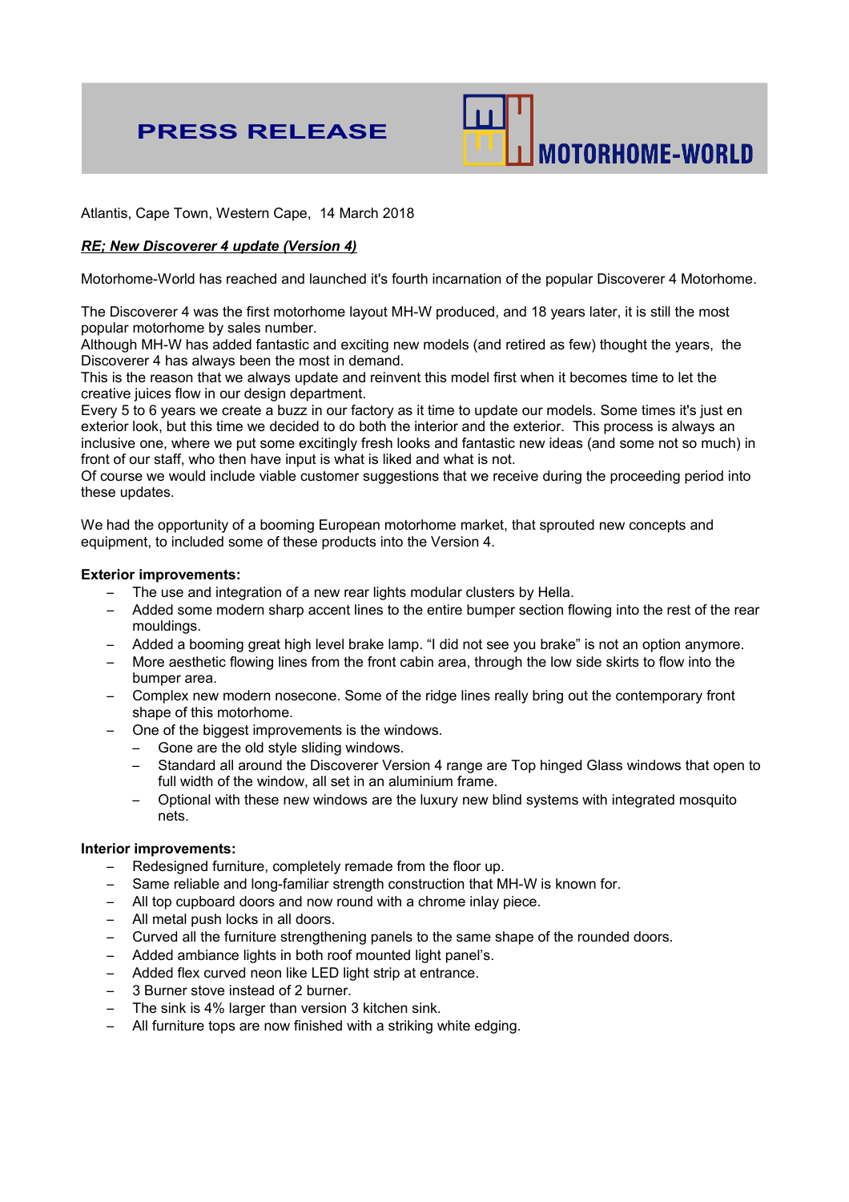# PRESS RELEASE

MOTORHOME-WORLD

Atlantis, Cape Town, Western Cape, 14 March 2018

***RE; New Discoverer 4 update (Version 4)***

Motorhome-World has reached and launched it's fourth incarnation of the popular Discoverer 4 Motorhome.

The Discoverer 4 was the first motorhome layout MH-W produced, and 18 years later, it is still the most popular motorhome by sales number.
Although MH-W has added fantastic and exciting new models (and retired as few) thought the years, the Discoverer 4 has always been the most in demand.
This is the reason that we always update and reinvent this model first when it becomes time to let the creative juices flow in our design department.
Every 5 to 6 years we create a buzz in our factory as it time to update our models. Some times it's just en exterior look, but this time we decided to do both the interior and the exterior. This process is always an inclusive one, where we put some excitingly fresh looks and fantastic new ideas (and some not so much) in front of our staff, who then have input is what is liked and what is not.
Of course we would include viable customer suggestions that we receive during the proceeding period into these updates.

We had the opportunity of a booming European motorhome market, that sprouted new concepts and equipment, to included some of these products into the Version 4.

**Exterior improvements:**

- The use and integration of a new rear lights modular clusters by Hella.
- Added some modern sharp accent lines to the entire bumper section flowing into the rest of the rear mouldings.
- Added a booming great high level brake lamp. "I did not see you brake" is not an option anymore.
- More aesthetic flowing lines from the front cabin area, through the low side skirts to flow into the bumper area.
- Complex new modern nosecone. Some of the ridge lines really bring out the contemporary front shape of this motorhome.
- One of the biggest improvements is the windows.
  - Gone are the old style sliding windows.
  - Standard all around the Discoverer Version 4 range are Top hinged Glass windows that open to full width of the window, all set in an aluminium frame.
  - Optional with these new windows are the luxury new blind systems with integrated mosquito nets.

**Interior improvements:**

- Redesigned furniture, completely remade from the floor up.
- Same reliable and long-familiar strength construction that MH-W is known for.
- All top cupboard doors and now round with a chrome inlay piece.
- All metal push locks in all doors.
- Curved all the furniture strengthening panels to the same shape of the rounded doors.
- Added ambiance lights in both roof mounted light panel's.
- Added flex curved neon like LED light strip at entrance.
- 3 Burner stove instead of 2 burner.
- The sink is 4% larger than version 3 kitchen sink.
- All furniture tops are now finished with a striking white edging.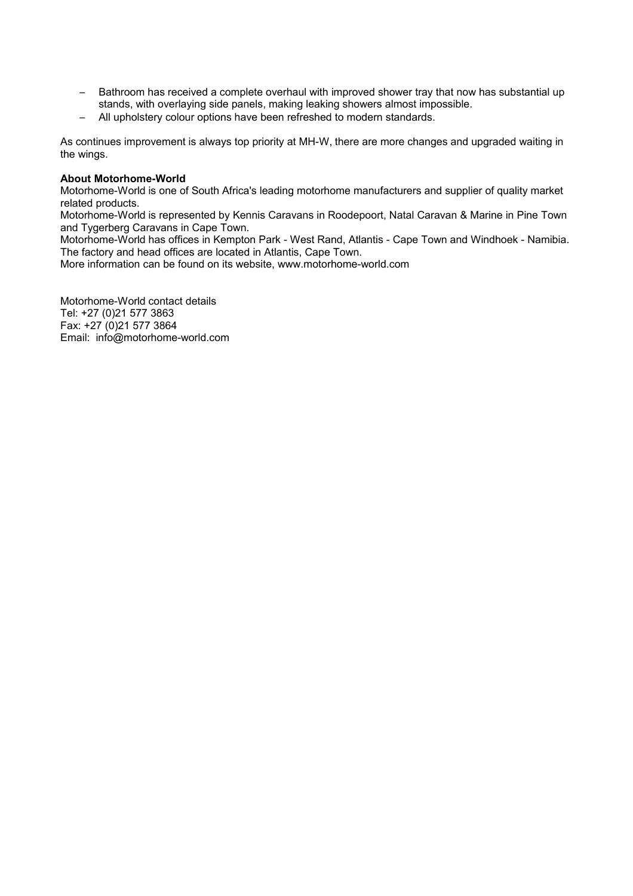- Bathroom has received a complete overhaul with improved shower tray that now has substantial up stands, with overlaying side panels, making leaking showers almost impossible.
- All upholstery colour options have been refreshed to modern standards.

As continues improvement is always top priority at MH-W, there are more changes and upgraded waiting in the wings.

**About Motorhome-World**
Motorhome-World is one of South Africa's leading motorhome manufacturers and supplier of quality market related products.
Motorhome-World is represented by Kennis Caravans in Roodepoort, Natal Caravan & Marine in Pine Town and Tygerberg Caravans in Cape Town.
Motorhome-World has offices in Kempton Park - West Rand, Atlantis - Cape Town and Windhoek - Namibia. The factory and head offices are located in Atlantis, Cape Town.
More information can be found on its website, www.motorhome-world.com

Motorhome-World contact details
Tel: +27 (0)21 577 3863
Fax: +27 (0)21 577 3864
Email: info@motorhome-world.com